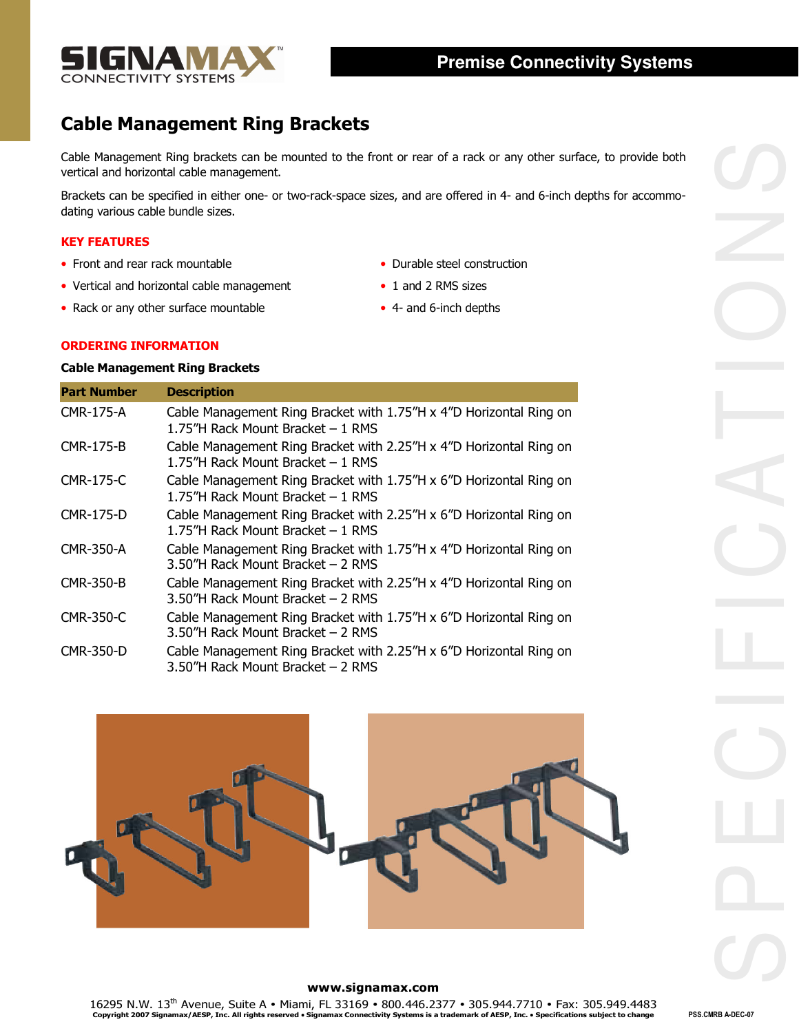SIGNAMAX CONNECTIVITY SYSTEMS

**Premise Connectivity Systems**

# Cable Management Ring Brackets

Cable Management Ring brackets can be mounted to the front or rear of a rack or any other surface, to provide both vertical and horizontal cable management.

Brackets can be specified in either one- or two-rack-space sizes, and are offered in 4- and 6-inch depths for accommodating various cable bundle sizes.

## KEY FEATURES

- Front and rear rack mountable
- Vertical and horizontal cable management
- Rack or any other surface mountable
- Durable steel construction
- 1 and 2 RMS sizes
- 4- and 6-inch depths

## ORDERING INFORMATION

### Cable Management Ring Brackets

| Part Number | Description |
|---|---|
| CMR-175-A | Cable Management Ring Bracket with 1.75"H x 4"D Horizontal Ring on 1.75"H Rack Mount Bracket – 1 RMS |
| CMR-175-B | Cable Management Ring Bracket with 2.25"H x 4"D Horizontal Ring on 1.75"H Rack Mount Bracket – 1 RMS |
| CMR-175-C | Cable Management Ring Bracket with 1.75"H x 6"D Horizontal Ring on 1.75"H Rack Mount Bracket – 1 RMS |
| CMR-175-D | Cable Management Ring Bracket with 2.25"H x 6"D Horizontal Ring on 1.75"H Rack Mount Bracket – 1 RMS |
| CMR-350-A | Cable Management Ring Bracket with 1.75"H x 4"D Horizontal Ring on 3.50"H Rack Mount Bracket – 2 RMS |
| CMR-350-B | Cable Management Ring Bracket with 2.25"H x 4"D Horizontal Ring on 3.50"H Rack Mount Bracket – 2 RMS |
| CMR-350-C | Cable Management Ring Bracket with 1.75"H x 6"D Horizontal Ring on 3.50"H Rack Mount Bracket – 2 RMS |
| CMR-350-D | Cable Management Ring Bracket with 2.25"H x 6"D Horizontal Ring on 3.50"H Rack Mount Bracket – 2 RMS |

SPECIFICATIONS

**www.signamax.com**

16295 N.W. 13th Avenue, Suite A • Miami, FL 33169 • 800.446.2377 • 305.944.7710 • Fax: 305.949.4483

Copyright 2007 Signamax/AESP, Inc. All rights reserved • Signamax Connectivity Systems is a trademark of AESP, Inc. • Specifications subject to change

PSS.CMRB A-DEC-07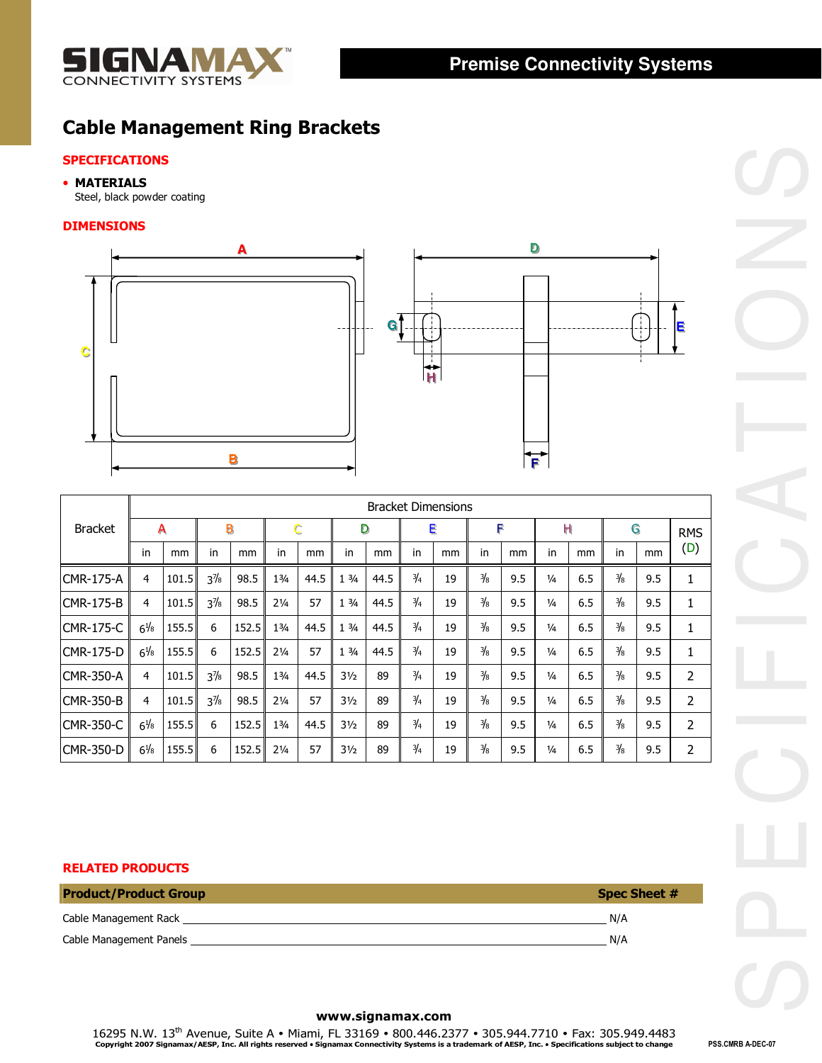# Cable Management Ring Brackets

## SPECIFICATIONS

- **MATERIALS**
  Steel, black powder coating

## DIMENSIONS

A
B
C
D
E
F
G
H

| Bracket | Bracket Dimensions | | | | | | | | | | | | | | | | RMS (D) |
|---|---|---|---|---|---|---|---|---|---|---|---|---|---|---|---|---|---|
| | A | | B | | C | | D | | E | | F | | H | | G | | |
| | in | mm | in | mm | in | mm | in | mm | in | mm | in | mm | in | mm | in | mm | |
| CMR-175-A | 4 | 101.5 | 3⅞ | 98.5 | 1¾ | 44.5 | 1 ¾ | 44.5 | ¾ | 19 | ⅜ | 9.5 | ¼ | 6.5 | ⅜ | 9.5 | 1 |
| CMR-175-B | 4 | 101.5 | 3⅞ | 98.5 | 2¼ | 57 | 1 ¾ | 44.5 | ¾ | 19 | ⅜ | 9.5 | ¼ | 6.5 | ⅜ | 9.5 | 1 |
| CMR-175-C | 6⅛ | 155.5 | 6 | 152.5 | 1¾ | 44.5 | 1 ¾ | 44.5 | ¾ | 19 | ⅜ | 9.5 | ¼ | 6.5 | ⅜ | 9.5 | 1 |
| CMR-175-D | 6⅛ | 155.5 | 6 | 152.5 | 2¼ | 57 | 1 ¾ | 44.5 | ¾ | 19 | ⅜ | 9.5 | ¼ | 6.5 | ⅜ | 9.5 | 1 |
| CMR-350-A | 4 | 101.5 | 3⅞ | 98.5 | 1¾ | 44.5 | 3½ | 89 | ¾ | 19 | ⅜ | 9.5 | ¼ | 6.5 | ⅜ | 9.5 | 2 |
| CMR-350-B | 4 | 101.5 | 3⅞ | 98.5 | 2¼ | 57 | 3½ | 89 | ¾ | 19 | ⅜ | 9.5 | ¼ | 6.5 | ⅜ | 9.5 | 2 |
| CMR-350-C | 6⅛ | 155.5 | 6 | 152.5 | 1¾ | 44.5 | 3½ | 89 | ¾ | 19 | ⅜ | 9.5 | ¼ | 6.5 | ⅜ | 9.5 | 2 |
| CMR-350-D | 6⅛ | 155.5 | 6 | 152.5 | 2¼ | 57 | 3½ | 89 | ¾ | 19 | ⅜ | 9.5 | ¼ | 6.5 | ⅜ | 9.5 | 2 |

## RELATED PRODUCTS

| Product/Product Group | Spec Sheet # |
|---|---|
| Cable Management Rack | N/A |
| Cable Management Panels | N/A |

www.signamax.com

16295 N.W. 13th Avenue, Suite A • Miami, FL 33169 • 800.446.2377 • 305.944.7710 • Fax: 305.949.4483

Copyright 2007 Signamax/AESP, Inc. All rights reserved • Signamax Connectivity Systems is a trademark of AESP, Inc. • Specifications subject to change

PSS.CMRB A-DEC-07